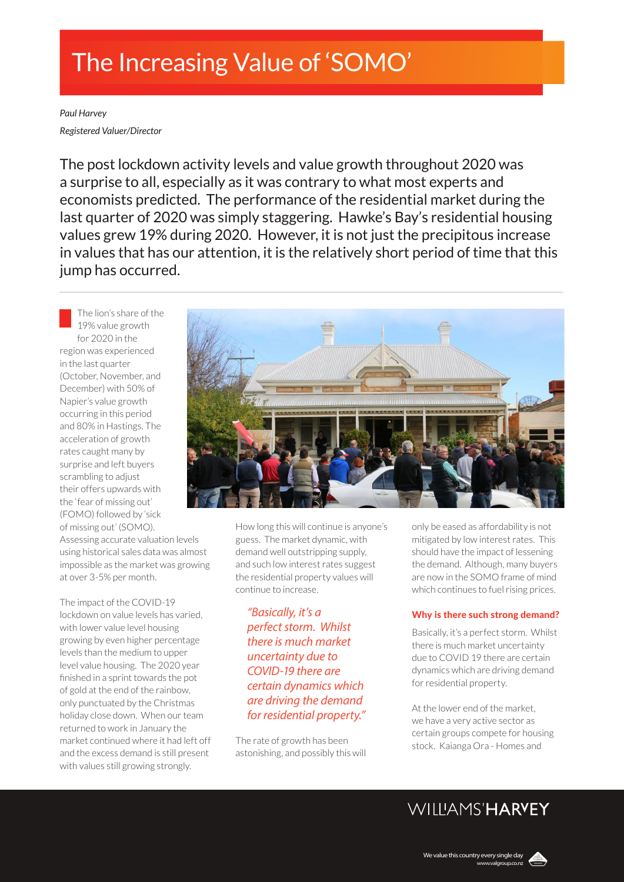# The Increasing Value of 'SOMO'

*Paul Harvey*

*Registered Valuer/Director*

The post lockdown activity levels and value growth throughout 2020 was a surprise to all, especially as it was contrary to what most experts and economists predicted. The performance of the residential market during the last quarter of 2020 was simply staggering. Hawke's Bay's residential housing values grew 19% during 2020. However, it is not just the precipitous increase in values that has our attention, it is the relatively short period of time that this jump has occurred.

---

The lion's share of the 19% value growth for 2020 in the region was experienced in the last quarter (October, November, and December) with 50% of Napier's value growth occurring in this period and 80% in Hastings. The acceleration of growth rates caught many by surprise and left buyers scrambling to adjust their offers upwards with the 'fear of missing out' (FOMO) followed by 'sick of missing out' (SOMO). Assessing accurate valuation levels using historical sales data was almost impossible as the market was growing at over 3-5% per month.

The impact of the COVID-19 lockdown on value levels has varied, with lower value level housing growing by even higher percentage levels than the medium to upper level value housing. The 2020 year finished in a sprint towards the pot of gold at the end of the rainbow, only punctuated by the Christmas holiday close down. When our team returned to work in January the market continued where it had left off and the excess demand is still present with values still growing strongly.

How long this will continue is anyone's guess. The market dynamic, with demand well outstripping supply, and such low interest rates suggest the residential property values will continue to increase.

> *"Basically, it's a perfect storm. Whilst there is much market uncertainty due to COVID-19 there are certain dynamics which are driving the demand for residential property."*

The rate of growth has been astonishing, and possibly this will only be eased as affordability is not mitigated by low interest rates. This should have the impact of lessening the demand. Although, many buyers are now in the SOMO frame of mind which continues to fuel rising prices.

### Why is there such strong demand?

Basically, it's a perfect storm. Whilst there is much market uncertainty due to COVID 19 there are certain dynamics which are driving demand for residential property.

At the lower end of the market, we have a very active sector as certain groups compete for housing stock. Kaianga Ora - Homes and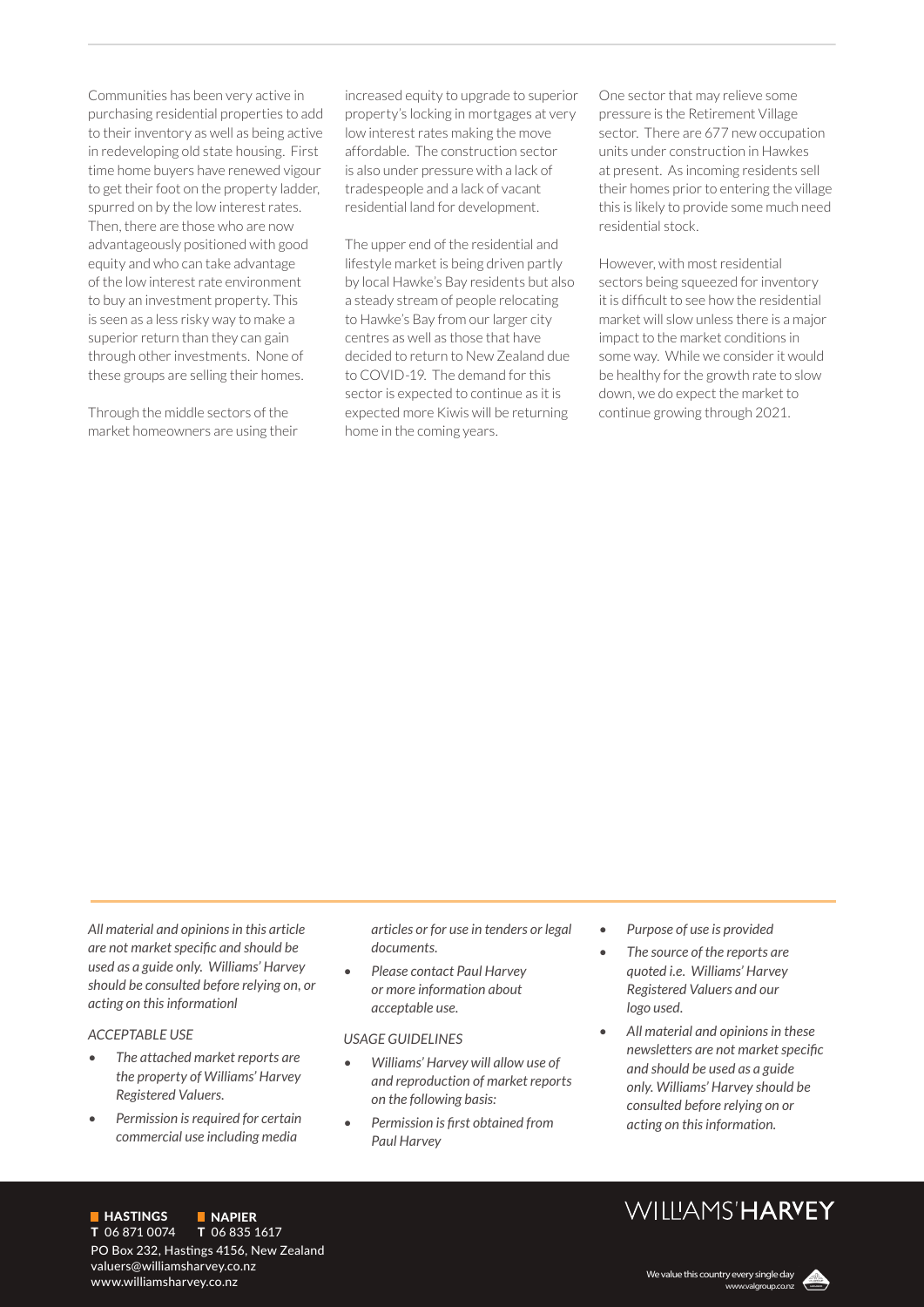Communities has been very active in purchasing residential properties to add to their inventory as well as being active in redeveloping old state housing. First time home buyers have renewed vigour to get their foot on the property ladder, spurred on by the low interest rates. Then, there are those who are now advantageously positioned with good equity and who can take advantage of the low interest rate environment to buy an investment property. This is seen as a less risky way to make a superior return than they can gain through other investments. None of these groups are selling their homes.

Through the middle sectors of the market homeowners are using their increased equity to upgrade to superior property's locking in mortgages at very low interest rates making the move affordable. The construction sector is also under pressure with a lack of tradespeople and a lack of vacant residential land for development.

The upper end of the residential and lifestyle market is being driven partly by local Hawke's Bay residents but also a steady stream of people relocating to Hawke's Bay from our larger city centres as well as those that have decided to return to New Zealand due to COVID-19. The demand for this sector is expected to continue as it is expected more Kiwis will be returning home in the coming years.

One sector that may relieve some pressure is the Retirement Village sector. There are 677 new occupation units under construction in Hawkes at present. As incoming residents sell their homes prior to entering the village this is likely to provide some much need residential stock.

However, with most residential sectors being squeezed for inventory it is difficult to see how the residential market will slow unless there is a major impact to the market conditions in some way. While we consider it would be healthy for the growth rate to slow down, we do expect the market to continue growing through 2021.

*All material and opinions in this article are not market specific and should be used as a guide only. Williams' Harvey should be consulted before relying on, or acting on this informationl*

*ACCEPTABLE USE*

- *The attached market reports are the property of Williams' Harvey Registered Valuers.*
- *Permission is required for certain commercial use including media articles or for use in tenders or legal documents.*
- *Please contact Paul Harvey or more information about acceptable use.*

*USAGE GUIDELINES*

- *Williams' Harvey will allow use of and reproduction of market reports on the following basis:*
- *Permission is first obtained from Paul Harvey*
- *Purpose of use is provided*
- *The source of the reports are quoted i.e. Williams' Harvey Registered Valuers and our logo used.*
- *All material and opinions in these newsletters are not market specific and should be used as a guide only. Williams' Harvey should be consulted before relying on or acting on this information.*

**HASTINGS**
**T** 06 871 0074

**NAPIER**
**T** 06 835 1617

PO Box 232, Hastings 4156, New Zealand
valuers@williamsharvey.co.nz
www.williamsharvey.co.nz

WILLIAMS'HARVEY

We value this country every single day
www.valgroup.co.nz